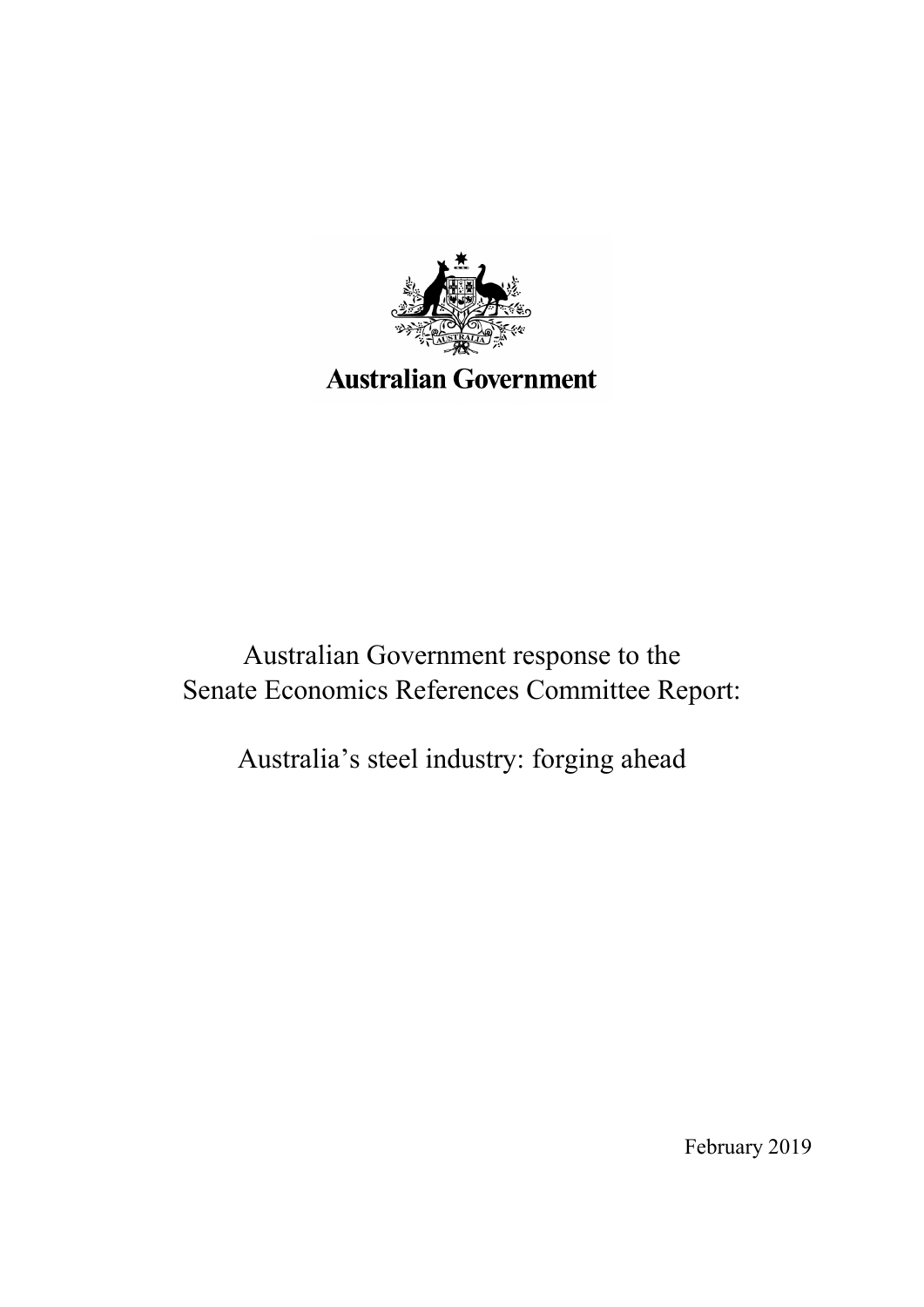Australian Government

# Australian Government response to the Senate Economics References Committee Report:

# Australia's steel industry: forging ahead

February 2019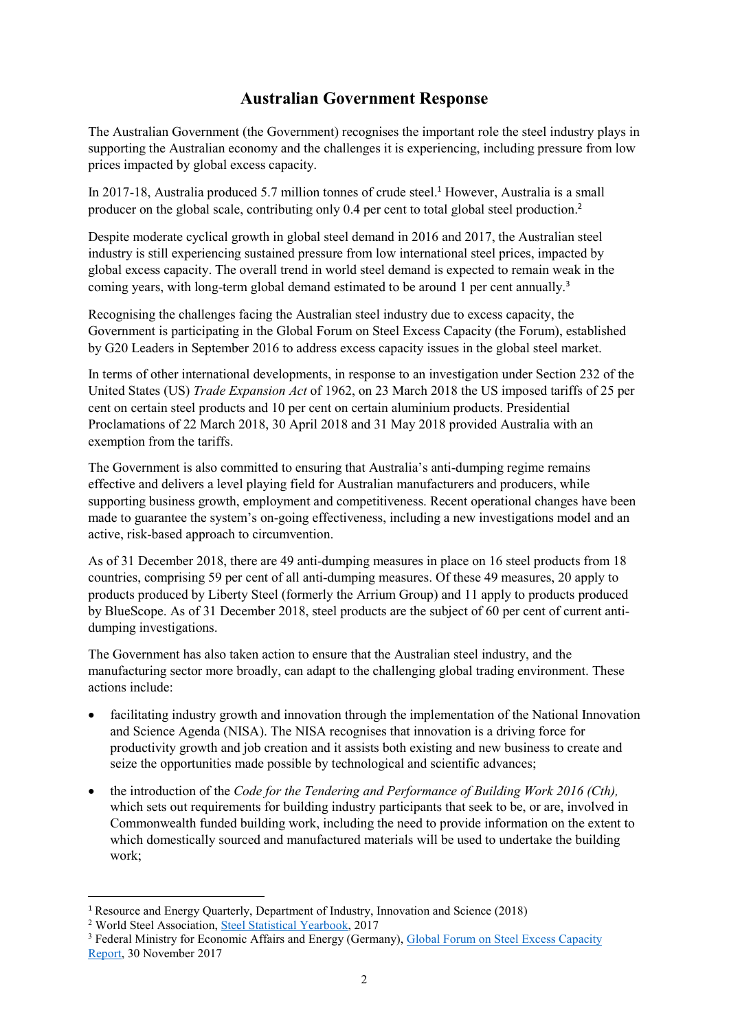## Australian Government Response

The Australian Government (the Government) recognises the important role the steel industry plays in supporting the Australian economy and the challenges it is experiencing, including pressure from low prices impacted by global excess capacity.

In 2017-18, Australia produced 5.7 million tonnes of crude steel.[1] However, Australia is a small producer on the global scale, contributing only 0.4 per cent to total global steel production.[2]

Despite moderate cyclical growth in global steel demand in 2016 and 2017, the Australian steel industry is still experiencing sustained pressure from low international steel prices, impacted by global excess capacity. The overall trend in world steel demand is expected to remain weak in the coming years, with long-term global demand estimated to be around 1 per cent annually.[3]

Recognising the challenges facing the Australian steel industry due to excess capacity, the Government is participating in the Global Forum on Steel Excess Capacity (the Forum), established by G20 Leaders in September 2016 to address excess capacity issues in the global steel market.

In terms of other international developments, in response to an investigation under Section 232 of the United States (US) *Trade Expansion Act* of 1962, on 23 March 2018 the US imposed tariffs of 25 per cent on certain steel products and 10 per cent on certain aluminium products. Presidential Proclamations of 22 March 2018, 30 April 2018 and 31 May 2018 provided Australia with an exemption from the tariffs.

The Government is also committed to ensuring that Australia's anti-dumping regime remains effective and delivers a level playing field for Australian manufacturers and producers, while supporting business growth, employment and competitiveness. Recent operational changes have been made to guarantee the system's on-going effectiveness, including a new investigations model and an active, risk-based approach to circumvention.

As of 31 December 2018, there are 49 anti-dumping measures in place on 16 steel products from 18 countries, comprising 59 per cent of all anti-dumping measures. Of these 49 measures, 20 apply to products produced by Liberty Steel (formerly the Arrium Group) and 11 apply to products produced by BlueScope. As of 31 December 2018, steel products are the subject of 60 per cent of current anti-dumping investigations.

The Government has also taken action to ensure that the Australian steel industry, and the manufacturing sector more broadly, can adapt to the challenging global trading environment. These actions include:

- facilitating industry growth and innovation through the implementation of the National Innovation and Science Agenda (NISA). The NISA recognises that innovation is a driving force for productivity growth and job creation and it assists both existing and new business to create and seize the opportunities made possible by technological and scientific advances;
- the introduction of the *Code for the Tendering and Performance of Building Work 2016 (Cth),* which sets out requirements for building industry participants that seek to be, or are, involved in Commonwealth funded building work, including the need to provide information on the extent to which domestically sourced and manufactured materials will be used to undertake the building work;

---

[1] Resource and Energy Quarterly, Department of Industry, Innovation and Science (2018)

[2] World Steel Association, Steel Statistical Yearbook, 2017

[3] Federal Ministry for Economic Affairs and Energy (Germany), Global Forum on Steel Excess Capacity Report, 30 November 2017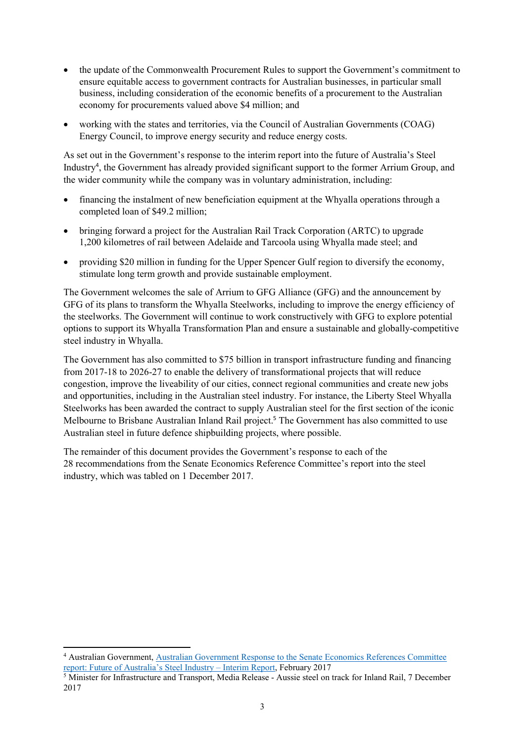- the update of the Commonwealth Procurement Rules to support the Government's commitment to ensure equitable access to government contracts for Australian businesses, in particular small business, including consideration of the economic benefits of a procurement to the Australian economy for procurements valued above $4 million; and
- working with the states and territories, via the Council of Australian Governments (COAG) Energy Council, to improve energy security and reduce energy costs.

As set out in the Government's response to the interim report into the future of Australia's Steel Industry[4], the Government has already provided significant support to the former Arrium Group, and the wider community while the company was in voluntary administration, including:

- financing the instalment of new beneficiation equipment at the Whyalla operations through a completed loan of $49.2 million;
- bringing forward a project for the Australian Rail Track Corporation (ARTC) to upgrade 1,200 kilometres of rail between Adelaide and Tarcoola using Whyalla made steel; and
- providing $20 million in funding for the Upper Spencer Gulf region to diversify the economy, stimulate long term growth and provide sustainable employment.

The Government welcomes the sale of Arrium to GFG Alliance (GFG) and the announcement by GFG of its plans to transform the Whyalla Steelworks, including to improve the energy efficiency of the steelworks. The Government will continue to work constructively with GFG to explore potential options to support its Whyalla Transformation Plan and ensure a sustainable and globally-competitive steel industry in Whyalla.

The Government has also committed to $75 billion in transport infrastructure funding and financing from 2017-18 to 2026-27 to enable the delivery of transformational projects that will reduce congestion, improve the liveability of our cities, connect regional communities and create new jobs and opportunities, including in the Australian steel industry. For instance, the Liberty Steel Whyalla Steelworks has been awarded the contract to supply Australian steel for the first section of the iconic Melbourne to Brisbane Australian Inland Rail project.[5] The Government has also committed to use Australian steel in future defence shipbuilding projects, where possible.

The remainder of this document provides the Government's response to each of the 28 recommendations from the Senate Economics Reference Committee's report into the steel industry, which was tabled on 1 December 2017.

---

[4] Australian Government, Australian Government Response to the Senate Economics References Committee report: Future of Australia's Steel Industry – Interim Report, February 2017

[5] Minister for Infrastructure and Transport, Media Release - Aussie steel on track for Inland Rail, 7 December 2017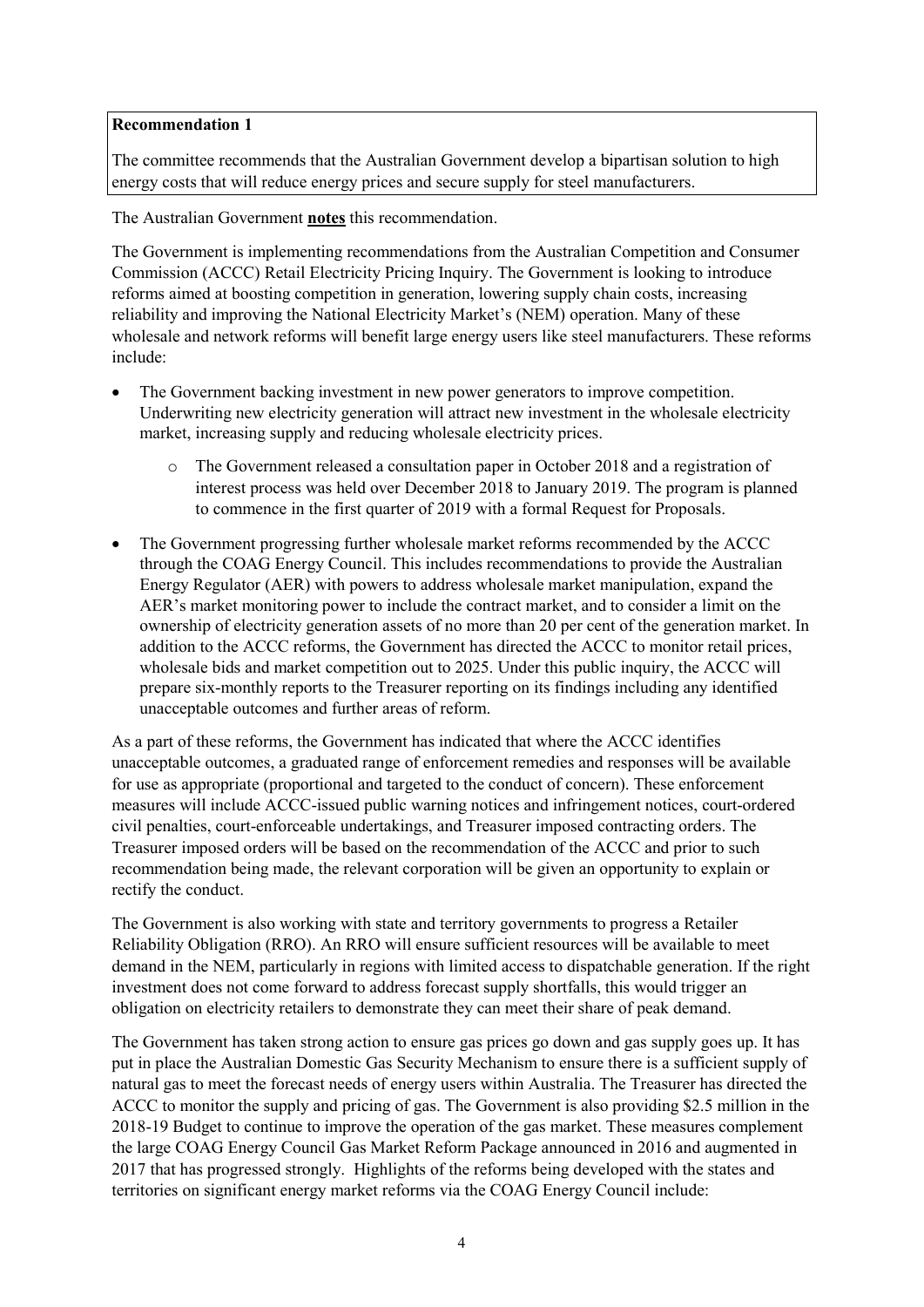**Recommendation 1**

The committee recommends that the Australian Government develop a bipartisan solution to high energy costs that will reduce energy prices and secure supply for steel manufacturers.

The Australian Government **notes** this recommendation.

The Government is implementing recommendations from the Australian Competition and Consumer Commission (ACCC) Retail Electricity Pricing Inquiry. The Government is looking to introduce reforms aimed at boosting competition in generation, lowering supply chain costs, increasing reliability and improving the National Electricity Market's (NEM) operation. Many of these wholesale and network reforms will benefit large energy users like steel manufacturers. These reforms include:

- The Government backing investment in new power generators to improve competition. Underwriting new electricity generation will attract new investment in the wholesale electricity market, increasing supply and reducing wholesale electricity prices.
    - The Government released a consultation paper in October 2018 and a registration of interest process was held over December 2018 to January 2019. The program is planned to commence in the first quarter of 2019 with a formal Request for Proposals.
- The Government progressing further wholesale market reforms recommended by the ACCC through the COAG Energy Council. This includes recommendations to provide the Australian Energy Regulator (AER) with powers to address wholesale market manipulation, expand the AER's market monitoring power to include the contract market, and to consider a limit on the ownership of electricity generation assets of no more than 20 per cent of the generation market. In addition to the ACCC reforms, the Government has directed the ACCC to monitor retail prices, wholesale bids and market competition out to 2025. Under this public inquiry, the ACCC will prepare six-monthly reports to the Treasurer reporting on its findings including any identified unacceptable outcomes and further areas of reform.

As a part of these reforms, the Government has indicated that where the ACCC identifies unacceptable outcomes, a graduated range of enforcement remedies and responses will be available for use as appropriate (proportional and targeted to the conduct of concern). These enforcement measures will include ACCC-issued public warning notices and infringement notices, court-ordered civil penalties, court-enforceable undertakings, and Treasurer imposed contracting orders. The Treasurer imposed orders will be based on the recommendation of the ACCC and prior to such recommendation being made, the relevant corporation will be given an opportunity to explain or rectify the conduct.

The Government is also working with state and territory governments to progress a Retailer Reliability Obligation (RRO). An RRO will ensure sufficient resources will be available to meet demand in the NEM, particularly in regions with limited access to dispatchable generation. If the right investment does not come forward to address forecast supply shortfalls, this would trigger an obligation on electricity retailers to demonstrate they can meet their share of peak demand.

The Government has taken strong action to ensure gas prices go down and gas supply goes up. It has put in place the Australian Domestic Gas Security Mechanism to ensure there is a sufficient supply of natural gas to meet the forecast needs of energy users within Australia. The Treasurer has directed the ACCC to monitor the supply and pricing of gas. The Government is also providing $2.5 million in the 2018-19 Budget to continue to improve the operation of the gas market. These measures complement the large COAG Energy Council Gas Market Reform Package announced in 2016 and augmented in 2017 that has progressed strongly. Highlights of the reforms being developed with the states and territories on significant energy market reforms via the COAG Energy Council include: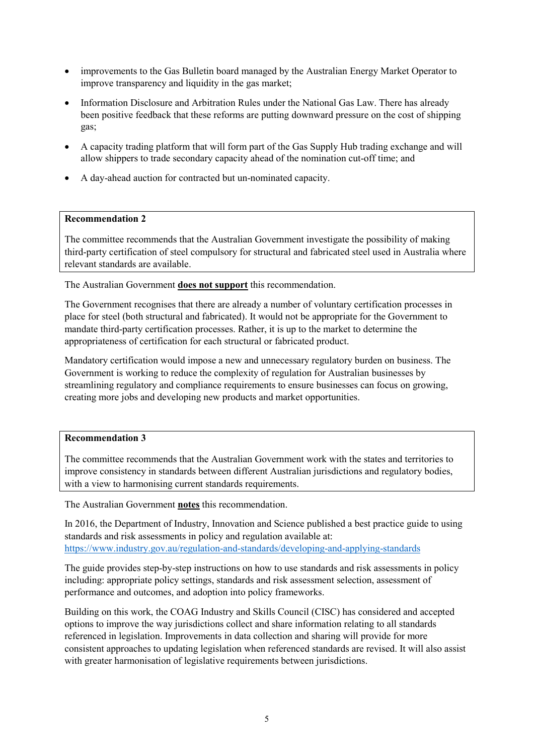- improvements to the Gas Bulletin board managed by the Australian Energy Market Operator to improve transparency and liquidity in the gas market;
- Information Disclosure and Arbitration Rules under the National Gas Law. There has already been positive feedback that these reforms are putting downward pressure on the cost of shipping gas;
- A capacity trading platform that will form part of the Gas Supply Hub trading exchange and will allow shippers to trade secondary capacity ahead of the nomination cut-off time; and
- A day-ahead auction for contracted but un-nominated capacity.

**Recommendation 2**

The committee recommends that the Australian Government investigate the possibility of making third-party certification of steel compulsory for structural and fabricated steel used in Australia where relevant standards are available.

The Australian Government **does not support** this recommendation.

The Government recognises that there are already a number of voluntary certification processes in place for steel (both structural and fabricated). It would not be appropriate for the Government to mandate third-party certification processes. Rather, it is up to the market to determine the appropriateness of certification for each structural or fabricated product.

Mandatory certification would impose a new and unnecessary regulatory burden on business. The Government is working to reduce the complexity of regulation for Australian businesses by streamlining regulatory and compliance requirements to ensure businesses can focus on growing, creating more jobs and developing new products and market opportunities.

**Recommendation 3**

The committee recommends that the Australian Government work with the states and territories to improve consistency in standards between different Australian jurisdictions and regulatory bodies, with a view to harmonising current standards requirements.

The Australian Government **notes** this recommendation.

In 2016, the Department of Industry, Innovation and Science published a best practice guide to using standards and risk assessments in policy and regulation available at: https://www.industry.gov.au/regulation-and-standards/developing-and-applying-standards

The guide provides step-by-step instructions on how to use standards and risk assessments in policy including: appropriate policy settings, standards and risk assessment selection, assessment of performance and outcomes, and adoption into policy frameworks.

Building on this work, the COAG Industry and Skills Council (CISC) has considered and accepted options to improve the way jurisdictions collect and share information relating to all standards referenced in legislation. Improvements in data collection and sharing will provide for more consistent approaches to updating legislation when referenced standards are revised. It will also assist with greater harmonisation of legislative requirements between jurisdictions.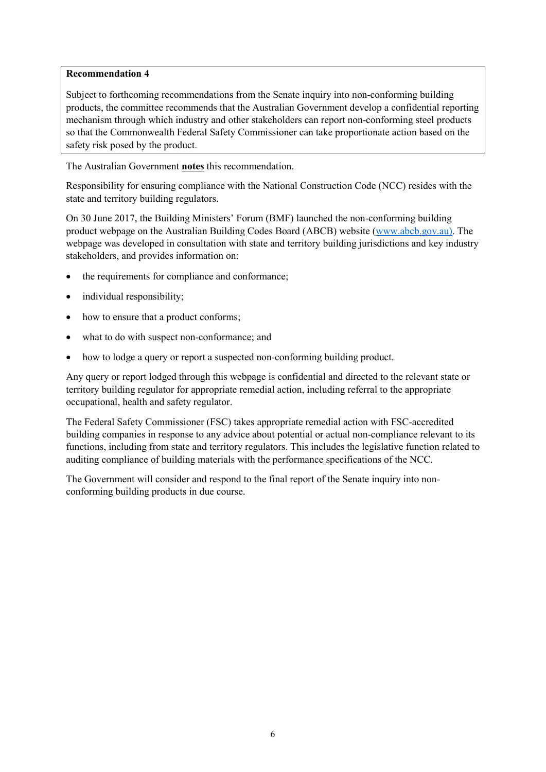**Recommendation 4**

Subject to forthcoming recommendations from the Senate inquiry into non-conforming building products, the committee recommends that the Australian Government develop a confidential reporting mechanism through which industry and other stakeholders can report non-conforming steel products so that the Commonwealth Federal Safety Commissioner can take proportionate action based on the safety risk posed by the product.

The Australian Government **notes** this recommendation.

Responsibility for ensuring compliance with the National Construction Code (NCC) resides with the state and territory building regulators.

On 30 June 2017, the Building Ministers' Forum (BMF) launched the non-conforming building product webpage on the Australian Building Codes Board (ABCB) website (www.abcb.gov.au). The webpage was developed in consultation with state and territory building jurisdictions and key industry stakeholders, and provides information on:

- the requirements for compliance and conformance;
- individual responsibility;
- how to ensure that a product conforms;
- what to do with suspect non-conformance; and
- how to lodge a query or report a suspected non-conforming building product.

Any query or report lodged through this webpage is confidential and directed to the relevant state or territory building regulator for appropriate remedial action, including referral to the appropriate occupational, health and safety regulator.

The Federal Safety Commissioner (FSC) takes appropriate remedial action with FSC-accredited building companies in response to any advice about potential or actual non-compliance relevant to its functions, including from state and territory regulators. This includes the legislative function related to auditing compliance of building materials with the performance specifications of the NCC.

The Government will consider and respond to the final report of the Senate inquiry into non-conforming building products in due course.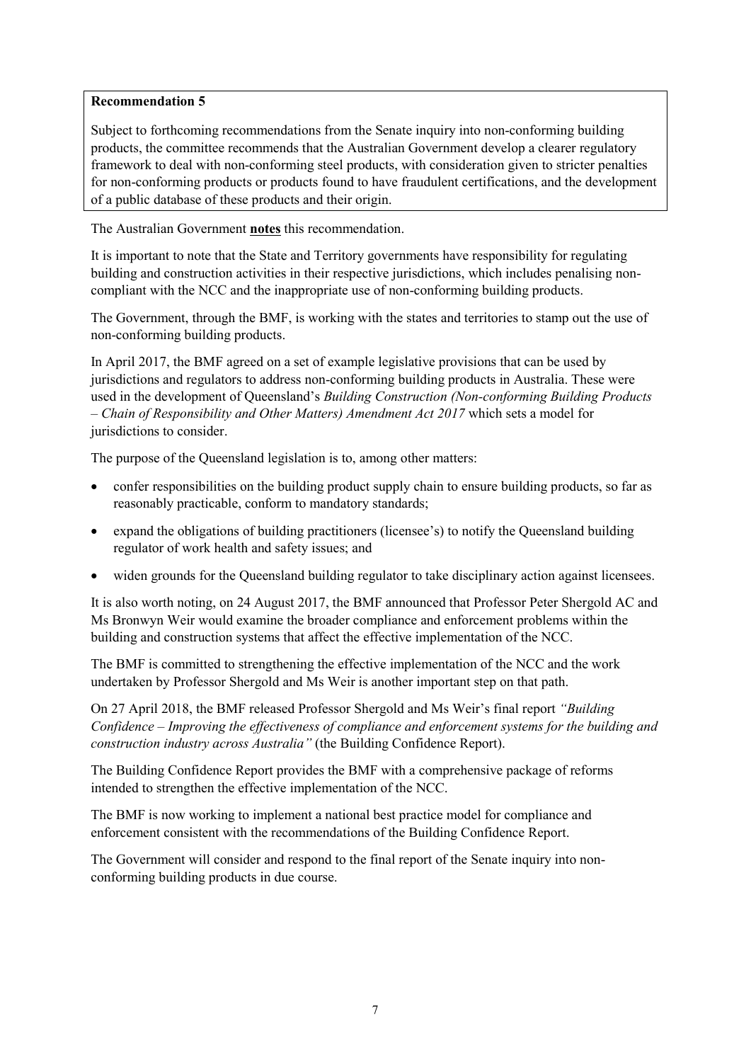**Recommendation 5**

Subject to forthcoming recommendations from the Senate inquiry into non-conforming building products, the committee recommends that the Australian Government develop a clearer regulatory framework to deal with non-conforming steel products, with consideration given to stricter penalties for non-conforming products or products found to have fraudulent certifications, and the development of a public database of these products and their origin.

The Australian Government **notes** this recommendation.

It is important to note that the State and Territory governments have responsibility for regulating building and construction activities in their respective jurisdictions, which includes penalising non-compliant with the NCC and the inappropriate use of non-conforming building products.

The Government, through the BMF, is working with the states and territories to stamp out the use of non-conforming building products.

In April 2017, the BMF agreed on a set of example legislative provisions that can be used by jurisdictions and regulators to address non-conforming building products in Australia. These were used in the development of Queensland's *Building Construction (Non-conforming Building Products – Chain of Responsibility and Other Matters) Amendment Act 2017* which sets a model for jurisdictions to consider.

The purpose of the Queensland legislation is to, among other matters:

- confer responsibilities on the building product supply chain to ensure building products, so far as reasonably practicable, conform to mandatory standards;
- expand the obligations of building practitioners (licensee's) to notify the Queensland building regulator of work health and safety issues; and
- widen grounds for the Queensland building regulator to take disciplinary action against licensees.

It is also worth noting, on 24 August 2017, the BMF announced that Professor Peter Shergold AC and Ms Bronwyn Weir would examine the broader compliance and enforcement problems within the building and construction systems that affect the effective implementation of the NCC.

The BMF is committed to strengthening the effective implementation of the NCC and the work undertaken by Professor Shergold and Ms Weir is another important step on that path.

On 27 April 2018, the BMF released Professor Shergold and Ms Weir's final report *"Building Confidence – Improving the effectiveness of compliance and enforcement systems for the building and construction industry across Australia"* (the Building Confidence Report).

The Building Confidence Report provides the BMF with a comprehensive package of reforms intended to strengthen the effective implementation of the NCC.

The BMF is now working to implement a national best practice model for compliance and enforcement consistent with the recommendations of the Building Confidence Report.

The Government will consider and respond to the final report of the Senate inquiry into non-conforming building products in due course.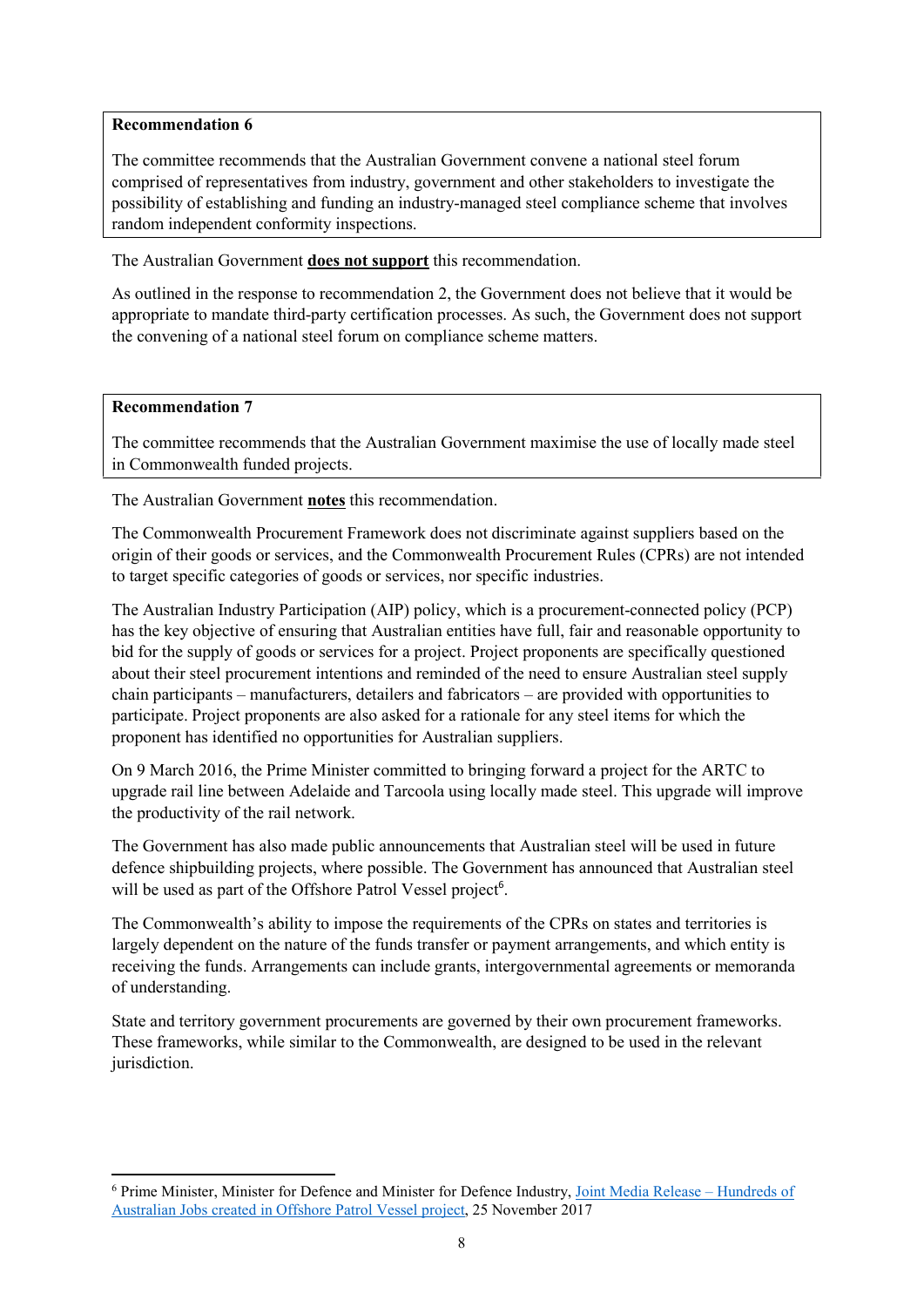**Recommendation 6**

The committee recommends that the Australian Government convene a national steel forum comprised of representatives from industry, government and other stakeholders to investigate the possibility of establishing and funding an industry-managed steel compliance scheme that involves random independent conformity inspections.

The Australian Government **does not support** this recommendation.

As outlined in the response to recommendation 2, the Government does not believe that it would be appropriate to mandate third-party certification processes. As such, the Government does not support the convening of a national steel forum on compliance scheme matters.

**Recommendation 7**

The committee recommends that the Australian Government maximise the use of locally made steel in Commonwealth funded projects.

The Australian Government **notes** this recommendation.

The Commonwealth Procurement Framework does not discriminate against suppliers based on the origin of their goods or services, and the Commonwealth Procurement Rules (CPRs) are not intended to target specific categories of goods or services, nor specific industries.

The Australian Industry Participation (AIP) policy, which is a procurement-connected policy (PCP) has the key objective of ensuring that Australian entities have full, fair and reasonable opportunity to bid for the supply of goods or services for a project. Project proponents are specifically questioned about their steel procurement intentions and reminded of the need to ensure Australian steel supply chain participants – manufacturers, detailers and fabricators – are provided with opportunities to participate. Project proponents are also asked for a rationale for any steel items for which the proponent has identified no opportunities for Australian suppliers.

On 9 March 2016, the Prime Minister committed to bringing forward a project for the ARTC to upgrade rail line between Adelaide and Tarcoola using locally made steel. This upgrade will improve the productivity of the rail network.

The Government has also made public announcements that Australian steel will be used in future defence shipbuilding projects, where possible. The Government has announced that Australian steel will be used as part of the Offshore Patrol Vessel project[6].

The Commonwealth's ability to impose the requirements of the CPRs on states and territories is largely dependent on the nature of the funds transfer or payment arrangements, and which entity is receiving the funds. Arrangements can include grants, intergovernmental agreements or memoranda of understanding.

State and territory government procurements are governed by their own procurement frameworks. These frameworks, while similar to the Commonwealth, are designed to be used in the relevant jurisdiction.

---

[6] Prime Minister, Minister for Defence and Minister for Defence Industry, Joint Media Release – Hundreds of Australian Jobs created in Offshore Patrol Vessel project, 25 November 2017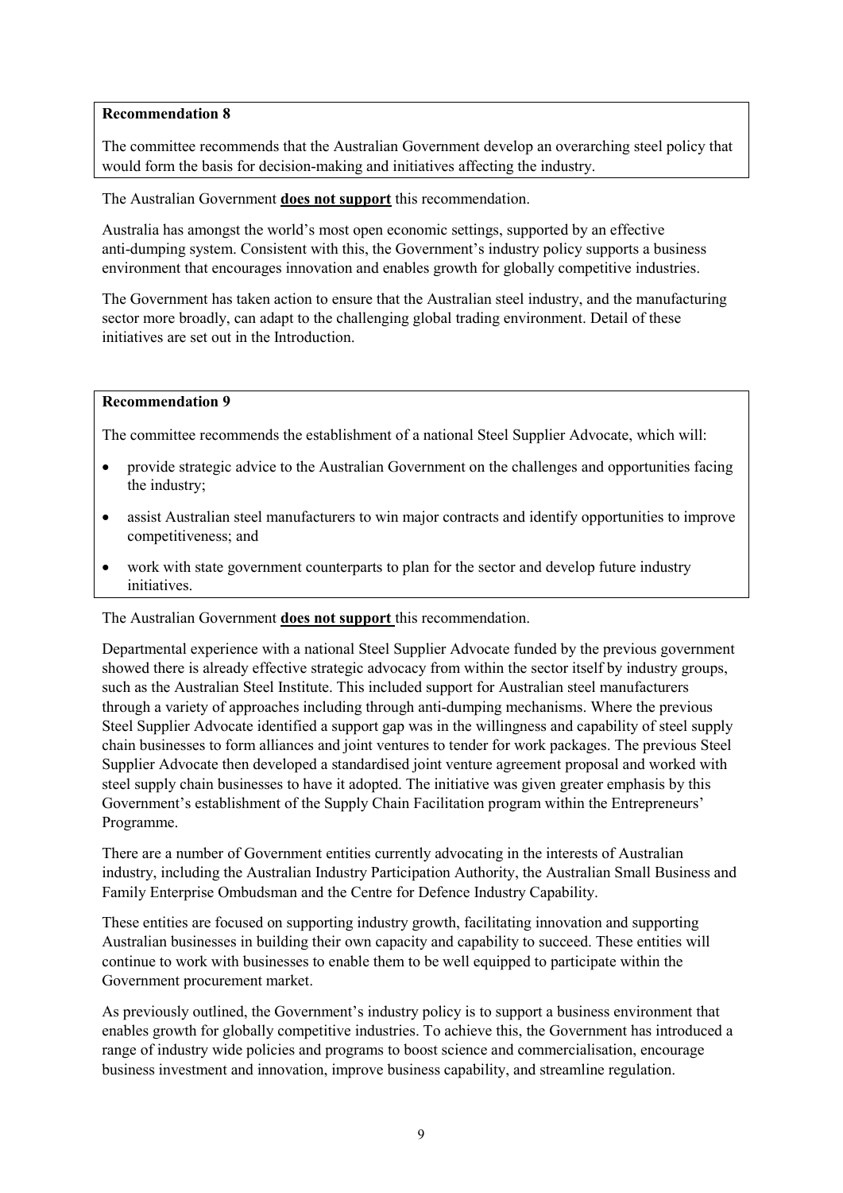**Recommendation 8**

The committee recommends that the Australian Government develop an overarching steel policy that would form the basis for decision-making and initiatives affecting the industry.

The Australian Government **does not support** this recommendation.

Australia has amongst the world's most open economic settings, supported by an effective anti-dumping system. Consistent with this, the Government's industry policy supports a business environment that encourages innovation and enables growth for globally competitive industries.

The Government has taken action to ensure that the Australian steel industry, and the manufacturing sector more broadly, can adapt to the challenging global trading environment. Detail of these initiatives are set out in the Introduction.

**Recommendation 9**

The committee recommends the establishment of a national Steel Supplier Advocate, which will:

- provide strategic advice to the Australian Government on the challenges and opportunities facing the industry;
- assist Australian steel manufacturers to win major contracts and identify opportunities to improve competitiveness; and
- work with state government counterparts to plan for the sector and develop future industry initiatives.

The Australian Government **does not support** this recommendation.

Departmental experience with a national Steel Supplier Advocate funded by the previous government showed there is already effective strategic advocacy from within the sector itself by industry groups, such as the Australian Steel Institute. This included support for Australian steel manufacturers through a variety of approaches including through anti-dumping mechanisms. Where the previous Steel Supplier Advocate identified a support gap was in the willingness and capability of steel supply chain businesses to form alliances and joint ventures to tender for work packages. The previous Steel Supplier Advocate then developed a standardised joint venture agreement proposal and worked with steel supply chain businesses to have it adopted. The initiative was given greater emphasis by this Government's establishment of the Supply Chain Facilitation program within the Entrepreneurs' Programme.

There are a number of Government entities currently advocating in the interests of Australian industry, including the Australian Industry Participation Authority, the Australian Small Business and Family Enterprise Ombudsman and the Centre for Defence Industry Capability.

These entities are focused on supporting industry growth, facilitating innovation and supporting Australian businesses in building their own capacity and capability to succeed. These entities will continue to work with businesses to enable them to be well equipped to participate within the Government procurement market.

As previously outlined, the Government's industry policy is to support a business environment that enables growth for globally competitive industries. To achieve this, the Government has introduced a range of industry wide policies and programs to boost science and commercialisation, encourage business investment and innovation, improve business capability, and streamline regulation.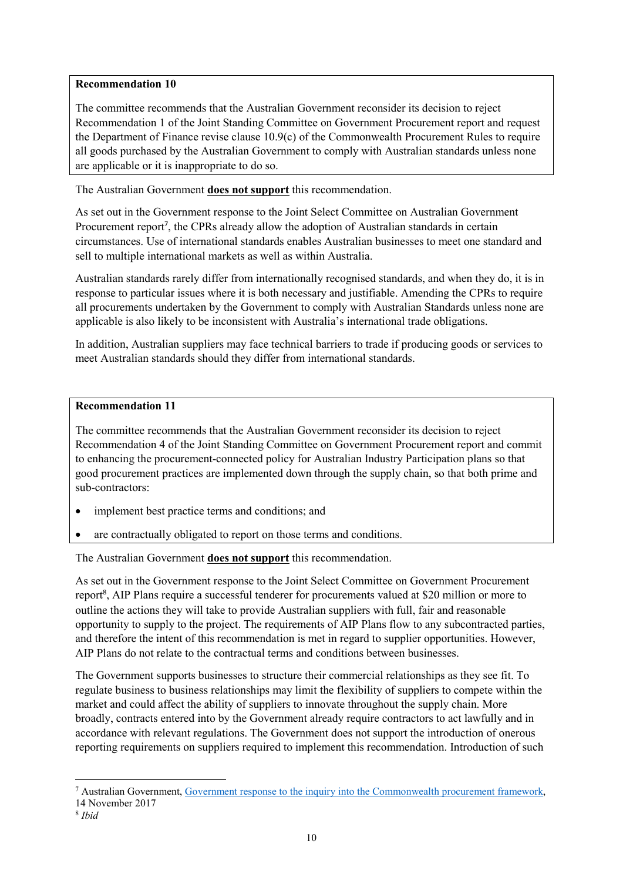**Recommendation 10**

The committee recommends that the Australian Government reconsider its decision to reject Recommendation 1 of the Joint Standing Committee on Government Procurement report and request the Department of Finance revise clause 10.9(c) of the Commonwealth Procurement Rules to require all goods purchased by the Australian Government to comply with Australian standards unless none are applicable or it is inappropriate to do so.

The Australian Government **does not support** this recommendation.

As set out in the Government response to the Joint Select Committee on Australian Government Procurement report[7], the CPRs already allow the adoption of Australian standards in certain circumstances. Use of international standards enables Australian businesses to meet one standard and sell to multiple international markets as well as within Australia.

Australian standards rarely differ from internationally recognised standards, and when they do, it is in response to particular issues where it is both necessary and justifiable. Amending the CPRs to require all procurements undertaken by the Government to comply with Australian Standards unless none are applicable is also likely to be inconsistent with Australia's international trade obligations.

In addition, Australian suppliers may face technical barriers to trade if producing goods or services to meet Australian standards should they differ from international standards.

**Recommendation 11**

The committee recommends that the Australian Government reconsider its decision to reject Recommendation 4 of the Joint Standing Committee on Government Procurement report and commit to enhancing the procurement-connected policy for Australian Industry Participation plans so that good procurement practices are implemented down through the supply chain, so that both prime and sub-contractors:

- implement best practice terms and conditions; and
- are contractually obligated to report on those terms and conditions.

The Australian Government **does not support** this recommendation.

As set out in the Government response to the Joint Select Committee on Government Procurement report[8], AIP Plans require a successful tenderer for procurements valued at $20 million or more to outline the actions they will take to provide Australian suppliers with full, fair and reasonable opportunity to supply to the project. The requirements of AIP Plans flow to any subcontracted parties, and therefore the intent of this recommendation is met in regard to supplier opportunities. However, AIP Plans do not relate to the contractual terms and conditions between businesses.

The Government supports businesses to structure their commercial relationships as they see fit. To regulate business to business relationships may limit the flexibility of suppliers to compete within the market and could affect the ability of suppliers to innovate throughout the supply chain. More broadly, contracts entered into by the Government already require contractors to act lawfully and in accordance with relevant regulations. The Government does not support the introduction of onerous reporting requirements on suppliers required to implement this recommendation. Introduction of such

---

[7] Australian Government, Government response to the inquiry into the Commonwealth procurement framework, 14 November 2017

[8] *Ibid*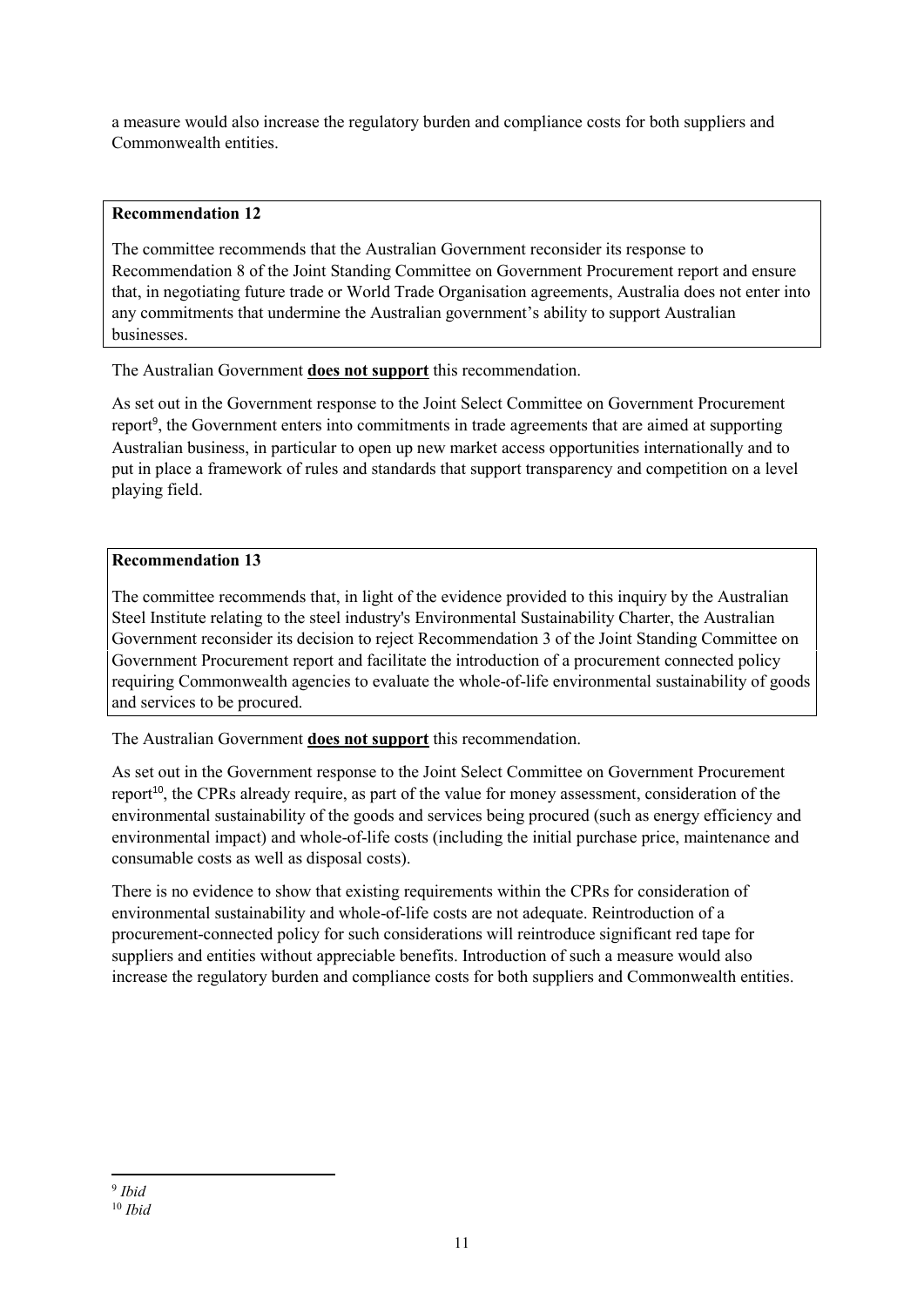a measure would also increase the regulatory burden and compliance costs for both suppliers and Commonwealth entities.

> **Recommendation 12**
>
> The committee recommends that the Australian Government reconsider its response to Recommendation 8 of the Joint Standing Committee on Government Procurement report and ensure that, in negotiating future trade or World Trade Organisation agreements, Australia does not enter into any commitments that undermine the Australian government's ability to support Australian businesses.

The Australian Government **does not support** this recommendation.

As set out in the Government response to the Joint Select Committee on Government Procurement report[9], the Government enters into commitments in trade agreements that are aimed at supporting Australian business, in particular to open up new market access opportunities internationally and to put in place a framework of rules and standards that support transparency and competition on a level playing field.

> **Recommendation 13**
>
> The committee recommends that, in light of the evidence provided to this inquiry by the Australian Steel Institute relating to the steel industry's Environmental Sustainability Charter, the Australian Government reconsider its decision to reject Recommendation 3 of the Joint Standing Committee on Government Procurement report and facilitate the introduction of a procurement connected policy requiring Commonwealth agencies to evaluate the whole-of-life environmental sustainability of goods and services to be procured.

The Australian Government **does not support** this recommendation.

As set out in the Government response to the Joint Select Committee on Government Procurement report[10], the CPRs already require, as part of the value for money assessment, consideration of the environmental sustainability of the goods and services being procured (such as energy efficiency and environmental impact) and whole-of-life costs (including the initial purchase price, maintenance and consumable costs as well as disposal costs).

There is no evidence to show that existing requirements within the CPRs for consideration of environmental sustainability and whole-of-life costs are not adequate. Reintroduction of a procurement-connected policy for such considerations will reintroduce significant red tape for suppliers and entities without appreciable benefits. Introduction of such a measure would also increase the regulatory burden and compliance costs for both suppliers and Commonwealth entities.

---

[9] *Ibid*

[10] *Ibid*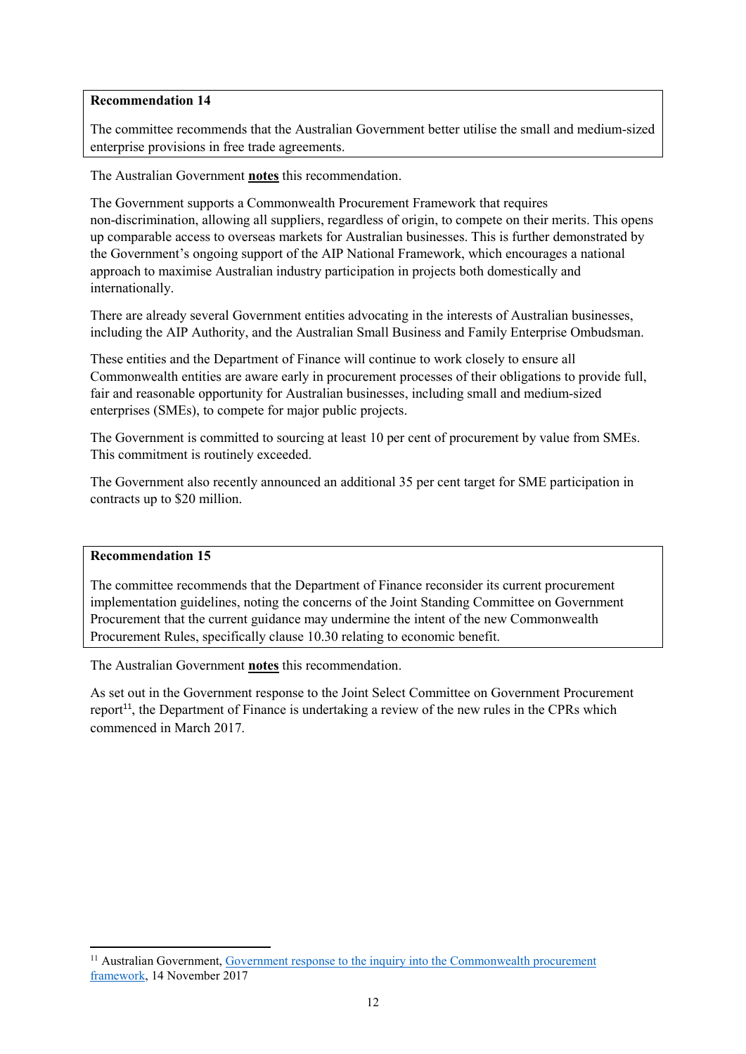**Recommendation 14**

The committee recommends that the Australian Government better utilise the small and medium-sized enterprise provisions in free trade agreements.

The Australian Government **notes** this recommendation.

The Government supports a Commonwealth Procurement Framework that requires non-discrimination, allowing all suppliers, regardless of origin, to compete on their merits. This opens up comparable access to overseas markets for Australian businesses. This is further demonstrated by the Government's ongoing support of the AIP National Framework, which encourages a national approach to maximise Australian industry participation in projects both domestically and internationally.

There are already several Government entities advocating in the interests of Australian businesses, including the AIP Authority, and the Australian Small Business and Family Enterprise Ombudsman.

These entities and the Department of Finance will continue to work closely to ensure all Commonwealth entities are aware early in procurement processes of their obligations to provide full, fair and reasonable opportunity for Australian businesses, including small and medium-sized enterprises (SMEs), to compete for major public projects.

The Government is committed to sourcing at least 10 per cent of procurement by value from SMEs. This commitment is routinely exceeded.

The Government also recently announced an additional 35 per cent target for SME participation in contracts up to $20 million.

**Recommendation 15**

The committee recommends that the Department of Finance reconsider its current procurement implementation guidelines, noting the concerns of the Joint Standing Committee on Government Procurement that the current guidance may undermine the intent of the new Commonwealth Procurement Rules, specifically clause 10.30 relating to economic benefit.

The Australian Government **notes** this recommendation.

As set out in the Government response to the Joint Select Committee on Government Procurement report[11], the Department of Finance is undertaking a review of the new rules in the CPRs which commenced in March 2017.

[11] Australian Government, Government response to the inquiry into the Commonwealth procurement framework, 14 November 2017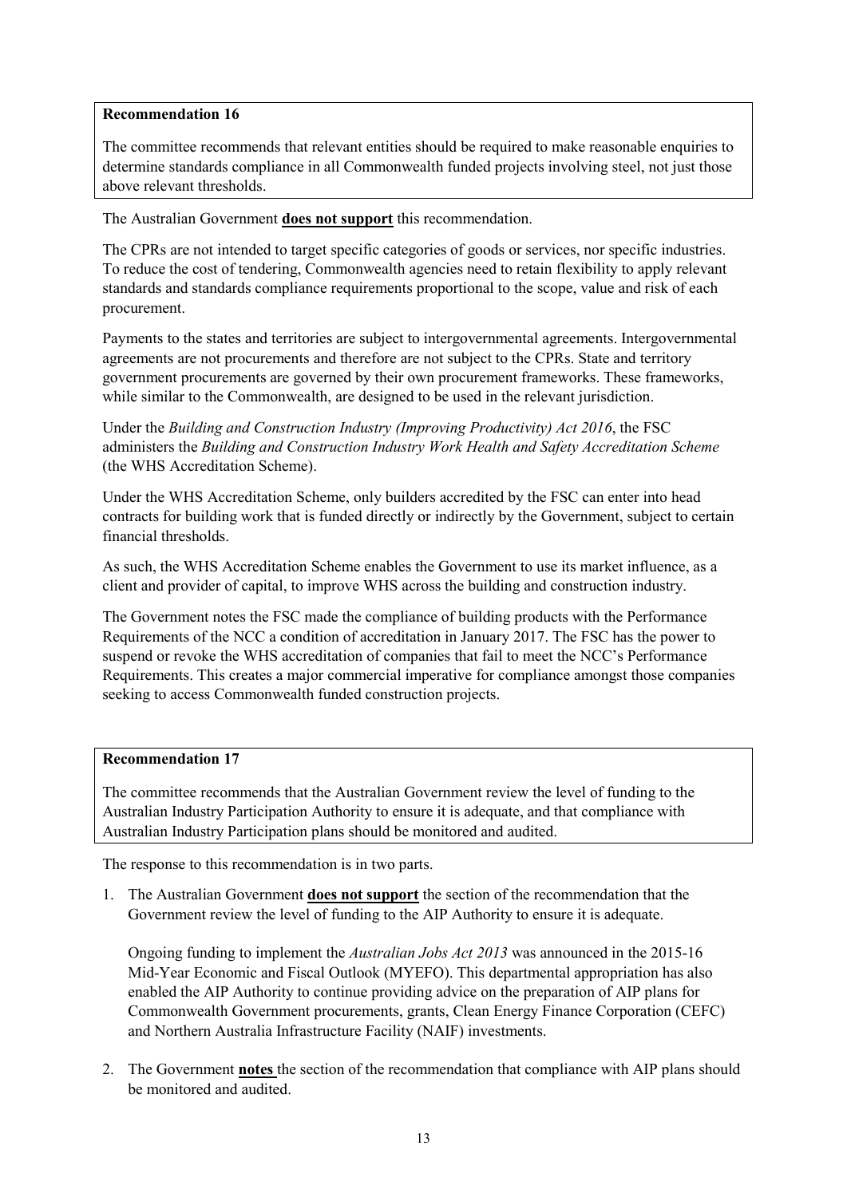**Recommendation 16**

The committee recommends that relevant entities should be required to make reasonable enquiries to determine standards compliance in all Commonwealth funded projects involving steel, not just those above relevant thresholds.

The Australian Government **does not support** this recommendation.

The CPRs are not intended to target specific categories of goods or services, nor specific industries. To reduce the cost of tendering, Commonwealth agencies need to retain flexibility to apply relevant standards and standards compliance requirements proportional to the scope, value and risk of each procurement.

Payments to the states and territories are subject to intergovernmental agreements. Intergovernmental agreements are not procurements and therefore are not subject to the CPRs. State and territory government procurements are governed by their own procurement frameworks. These frameworks, while similar to the Commonwealth, are designed to be used in the relevant jurisdiction.

Under the *Building and Construction Industry (Improving Productivity) Act 2016*, the FSC administers the *Building and Construction Industry Work Health and Safety Accreditation Scheme* (the WHS Accreditation Scheme).

Under the WHS Accreditation Scheme, only builders accredited by the FSC can enter into head contracts for building work that is funded directly or indirectly by the Government, subject to certain financial thresholds.

As such, the WHS Accreditation Scheme enables the Government to use its market influence, as a client and provider of capital, to improve WHS across the building and construction industry.

The Government notes the FSC made the compliance of building products with the Performance Requirements of the NCC a condition of accreditation in January 2017. The FSC has the power to suspend or revoke the WHS accreditation of companies that fail to meet the NCC's Performance Requirements. This creates a major commercial imperative for compliance amongst those companies seeking to access Commonwealth funded construction projects.

**Recommendation 17**

The committee recommends that the Australian Government review the level of funding to the Australian Industry Participation Authority to ensure it is adequate, and that compliance with Australian Industry Participation plans should be monitored and audited.

The response to this recommendation is in two parts.

1. The Australian Government **does not support** the section of the recommendation that the Government review the level of funding to the AIP Authority to ensure it is adequate.

   Ongoing funding to implement the *Australian Jobs Act 2013* was announced in the 2015-16 Mid-Year Economic and Fiscal Outlook (MYEFO). This departmental appropriation has also enabled the AIP Authority to continue providing advice on the preparation of AIP plans for Commonwealth Government procurements, grants, Clean Energy Finance Corporation (CEFC) and Northern Australia Infrastructure Facility (NAIF) investments.

2. The Government **notes** the section of the recommendation that compliance with AIP plans should be monitored and audited.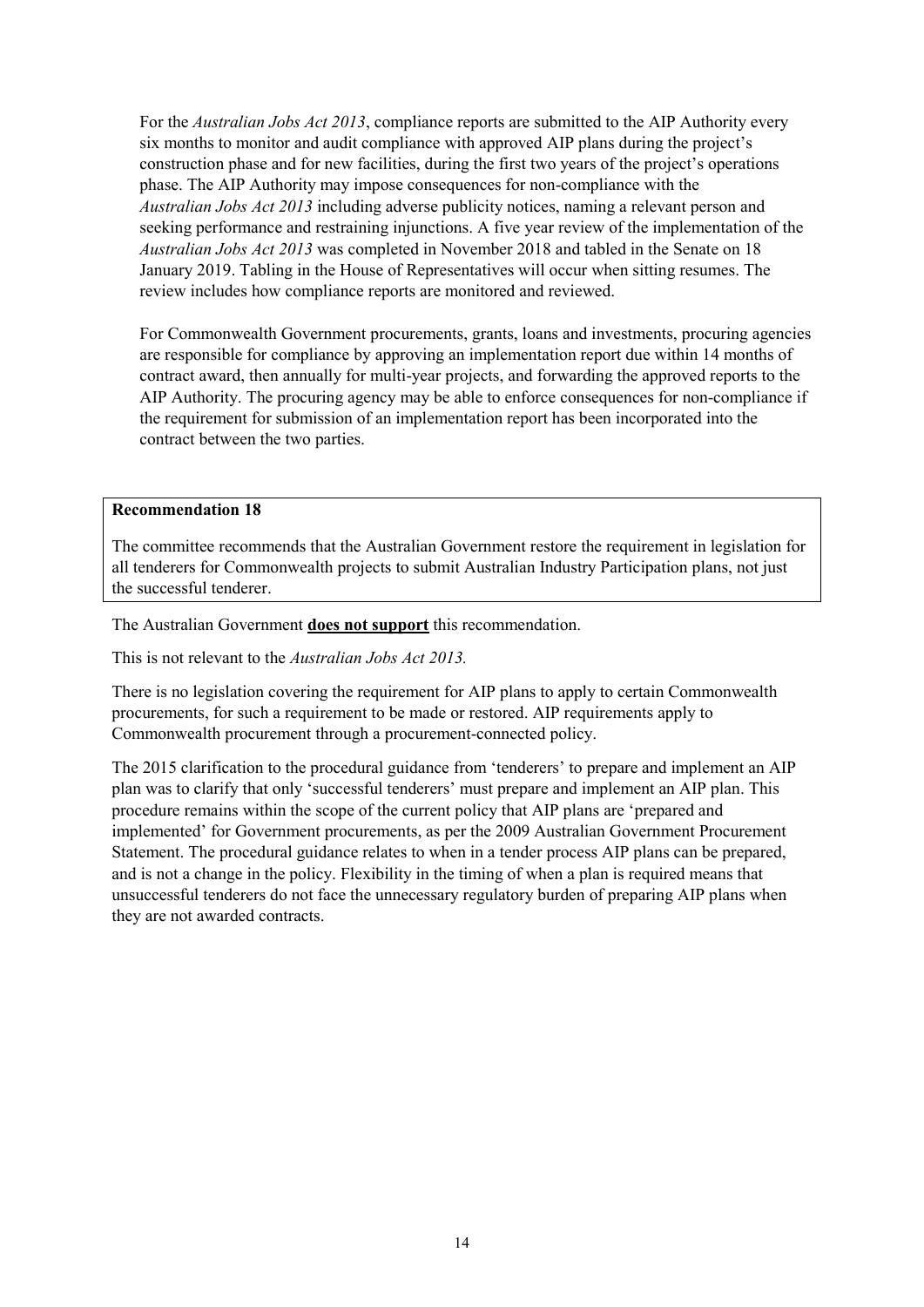For the *Australian Jobs Act 2013*, compliance reports are submitted to the AIP Authority every six months to monitor and audit compliance with approved AIP plans during the project's construction phase and for new facilities, during the first two years of the project's operations phase. The AIP Authority may impose consequences for non-compliance with the *Australian Jobs Act 2013* including adverse publicity notices, naming a relevant person and seeking performance and restraining injunctions. A five year review of the implementation of the *Australian Jobs Act 2013* was completed in November 2018 and tabled in the Senate on 18 January 2019. Tabling in the House of Representatives will occur when sitting resumes. The review includes how compliance reports are monitored and reviewed.

For Commonwealth Government procurements, grants, loans and investments, procuring agencies are responsible for compliance by approving an implementation report due within 14 months of contract award, then annually for multi-year projects, and forwarding the approved reports to the AIP Authority. The procuring agency may be able to enforce consequences for non-compliance if the requirement for submission of an implementation report has been incorporated into the contract between the two parties.

**Recommendation 18**

The committee recommends that the Australian Government restore the requirement in legislation for all tenderers for Commonwealth projects to submit Australian Industry Participation plans, not just the successful tenderer.

The Australian Government **does not support** this recommendation.

This is not relevant to the *Australian Jobs Act 2013.*

There is no legislation covering the requirement for AIP plans to apply to certain Commonwealth procurements, for such a requirement to be made or restored. AIP requirements apply to Commonwealth procurement through a procurement-connected policy.

The 2015 clarification to the procedural guidance from 'tenderers' to prepare and implement an AIP plan was to clarify that only 'successful tenderers' must prepare and implement an AIP plan. This procedure remains within the scope of the current policy that AIP plans are 'prepared and implemented' for Government procurements, as per the 2009 Australian Government Procurement Statement. The procedural guidance relates to when in a tender process AIP plans can be prepared, and is not a change in the policy. Flexibility in the timing of when a plan is required means that unsuccessful tenderers do not face the unnecessary regulatory burden of preparing AIP plans when they are not awarded contracts.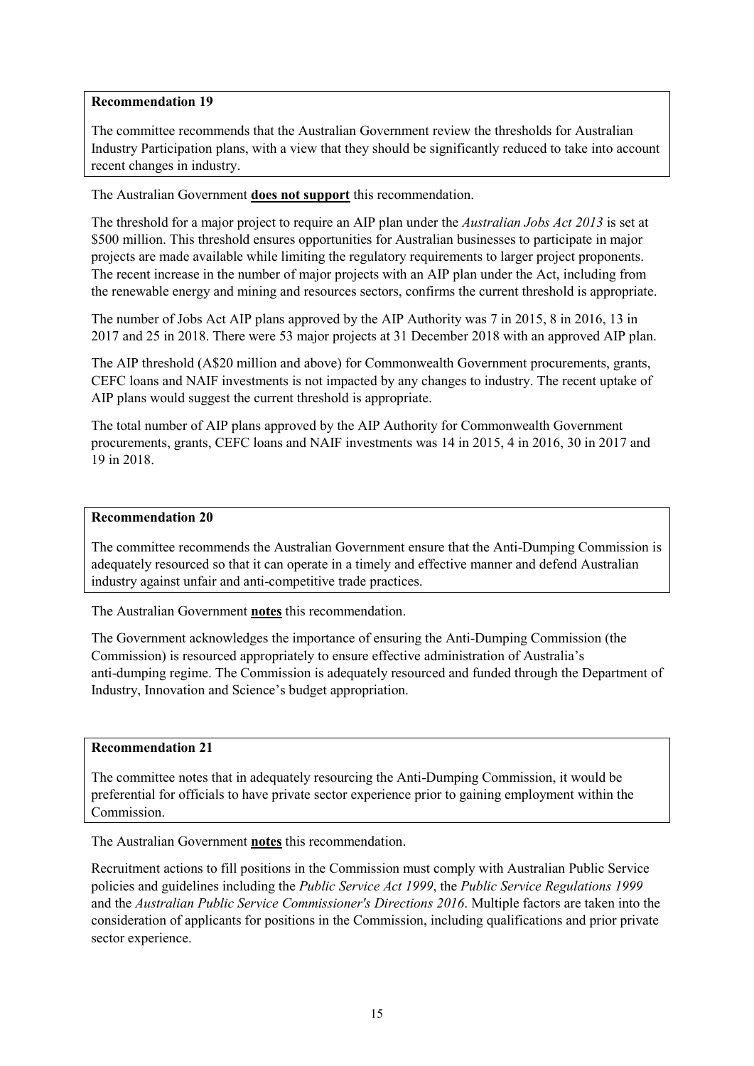**Recommendation 19**

The committee recommends that the Australian Government review the thresholds for Australian Industry Participation plans, with a view that they should be significantly reduced to take into account recent changes in industry.

The Australian Government **does not support** this recommendation.

The threshold for a major project to require an AIP plan under the *Australian Jobs Act 2013* is set at $500 million. This threshold ensures opportunities for Australian businesses to participate in major projects are made available while limiting the regulatory requirements to larger project proponents. The recent increase in the number of major projects with an AIP plan under the Act, including from the renewable energy and mining and resources sectors, confirms the current threshold is appropriate.

The number of Jobs Act AIP plans approved by the AIP Authority was 7 in 2015, 8 in 2016, 13 in 2017 and 25 in 2018. There were 53 major projects at 31 December 2018 with an approved AIP plan.

The AIP threshold (A$20 million and above) for Commonwealth Government procurements, grants, CEFC loans and NAIF investments is not impacted by any changes to industry. The recent uptake of AIP plans would suggest the current threshold is appropriate.

The total number of AIP plans approved by the AIP Authority for Commonwealth Government procurements, grants, CEFC loans and NAIF investments was 14 in 2015, 4 in 2016, 30 in 2017 and 19 in 2018.

**Recommendation 20**

The committee recommends the Australian Government ensure that the Anti-Dumping Commission is adequately resourced so that it can operate in a timely and effective manner and defend Australian industry against unfair and anti-competitive trade practices.

The Australian Government **notes** this recommendation.

The Government acknowledges the importance of ensuring the Anti-Dumping Commission (the Commission) is resourced appropriately to ensure effective administration of Australia's anti-dumping regime. The Commission is adequately resourced and funded through the Department of Industry, Innovation and Science's budget appropriation.

**Recommendation 21**

The committee notes that in adequately resourcing the Anti-Dumping Commission, it would be preferential for officials to have private sector experience prior to gaining employment within the Commission.

The Australian Government **notes** this recommendation.

Recruitment actions to fill positions in the Commission must comply with Australian Public Service policies and guidelines including the *Public Service Act 1999*, the *Public Service Regulations 1999* and the *Australian Public Service Commissioner's Directions 2016*. Multiple factors are taken into the consideration of applicants for positions in the Commission, including qualifications and prior private sector experience.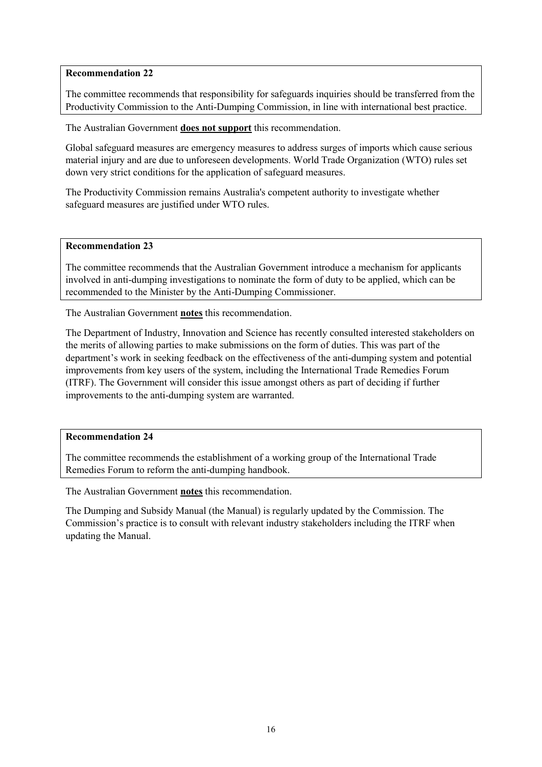**Recommendation 22**

The committee recommends that responsibility for safeguards inquiries should be transferred from the Productivity Commission to the Anti-Dumping Commission, in line with international best practice.

The Australian Government **does not support** this recommendation.

Global safeguard measures are emergency measures to address surges of imports which cause serious material injury and are due to unforeseen developments. World Trade Organization (WTO) rules set down very strict conditions for the application of safeguard measures.

The Productivity Commission remains Australia's competent authority to investigate whether safeguard measures are justified under WTO rules.

**Recommendation 23**

The committee recommends that the Australian Government introduce a mechanism for applicants involved in anti-dumping investigations to nominate the form of duty to be applied, which can be recommended to the Minister by the Anti-Dumping Commissioner.

The Australian Government **notes** this recommendation.

The Department of Industry, Innovation and Science has recently consulted interested stakeholders on the merits of allowing parties to make submissions on the form of duties. This was part of the department's work in seeking feedback on the effectiveness of the anti-dumping system and potential improvements from key users of the system, including the International Trade Remedies Forum (ITRF). The Government will consider this issue amongst others as part of deciding if further improvements to the anti-dumping system are warranted.

**Recommendation 24**

The committee recommends the establishment of a working group of the International Trade Remedies Forum to reform the anti-dumping handbook.

The Australian Government **notes** this recommendation.

The Dumping and Subsidy Manual (the Manual) is regularly updated by the Commission. The Commission's practice is to consult with relevant industry stakeholders including the ITRF when updating the Manual.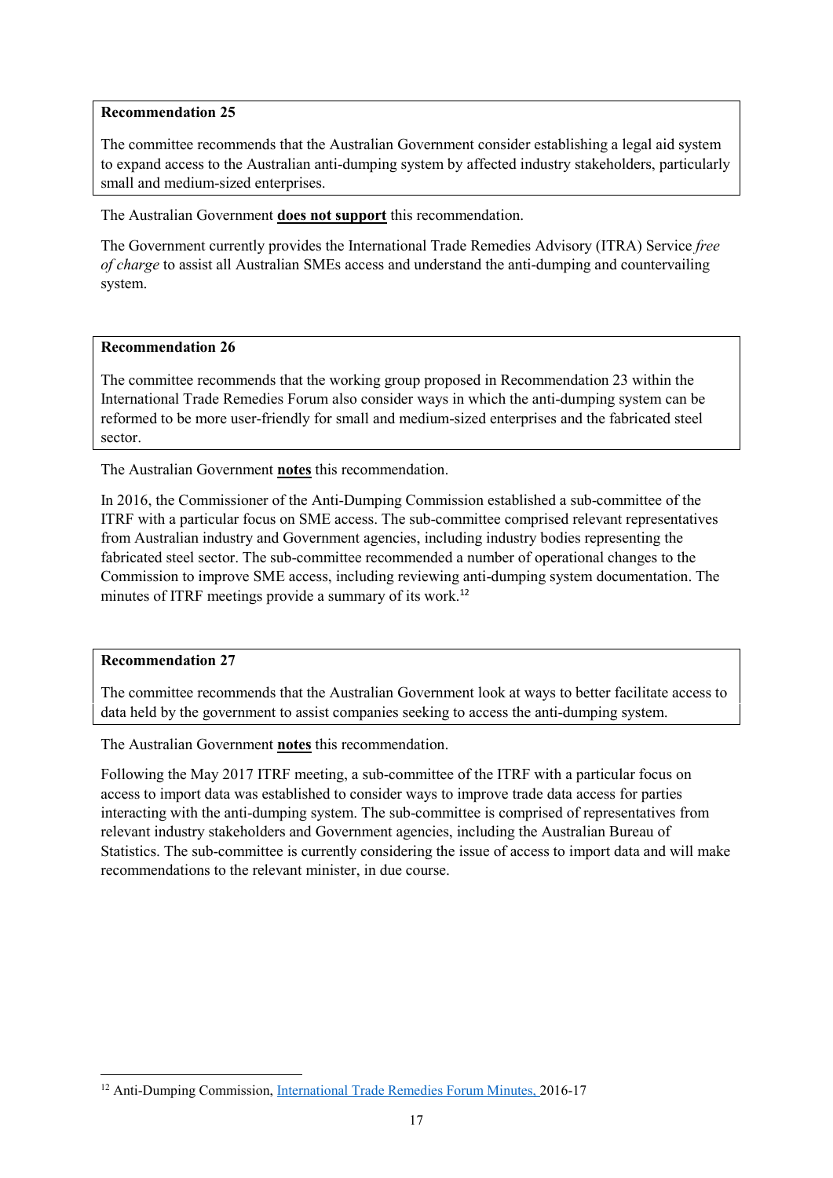**Recommendation 25**

The committee recommends that the Australian Government consider establishing a legal aid system to expand access to the Australian anti-dumping system by affected industry stakeholders, particularly small and medium-sized enterprises.

The Australian Government **does not support** this recommendation.

The Government currently provides the International Trade Remedies Advisory (ITRA) Service *free of charge* to assist all Australian SMEs access and understand the anti-dumping and countervailing system.

**Recommendation 26**

The committee recommends that the working group proposed in Recommendation 23 within the International Trade Remedies Forum also consider ways in which the anti-dumping system can be reformed to be more user-friendly for small and medium-sized enterprises and the fabricated steel sector.

The Australian Government **notes** this recommendation.

In 2016, the Commissioner of the Anti-Dumping Commission established a sub-committee of the ITRF with a particular focus on SME access. The sub-committee comprised relevant representatives from Australian industry and Government agencies, including industry bodies representing the fabricated steel sector. The sub-committee recommended a number of operational changes to the Commission to improve SME access, including reviewing anti-dumping system documentation. The minutes of ITRF meetings provide a summary of its work.[12]

**Recommendation 27**

The committee recommends that the Australian Government look at ways to better facilitate access to data held by the government to assist companies seeking to access the anti-dumping system.

The Australian Government **notes** this recommendation.

Following the May 2017 ITRF meeting, a sub-committee of the ITRF with a particular focus on access to import data was established to consider ways to improve trade data access for parties interacting with the anti-dumping system. The sub-committee is comprised of representatives from relevant industry stakeholders and Government agencies, including the Australian Bureau of Statistics. The sub-committee is currently considering the issue of access to import data and will make recommendations to the relevant minister, in due course.

---

[12] Anti-Dumping Commission, International Trade Remedies Forum Minutes, 2016-17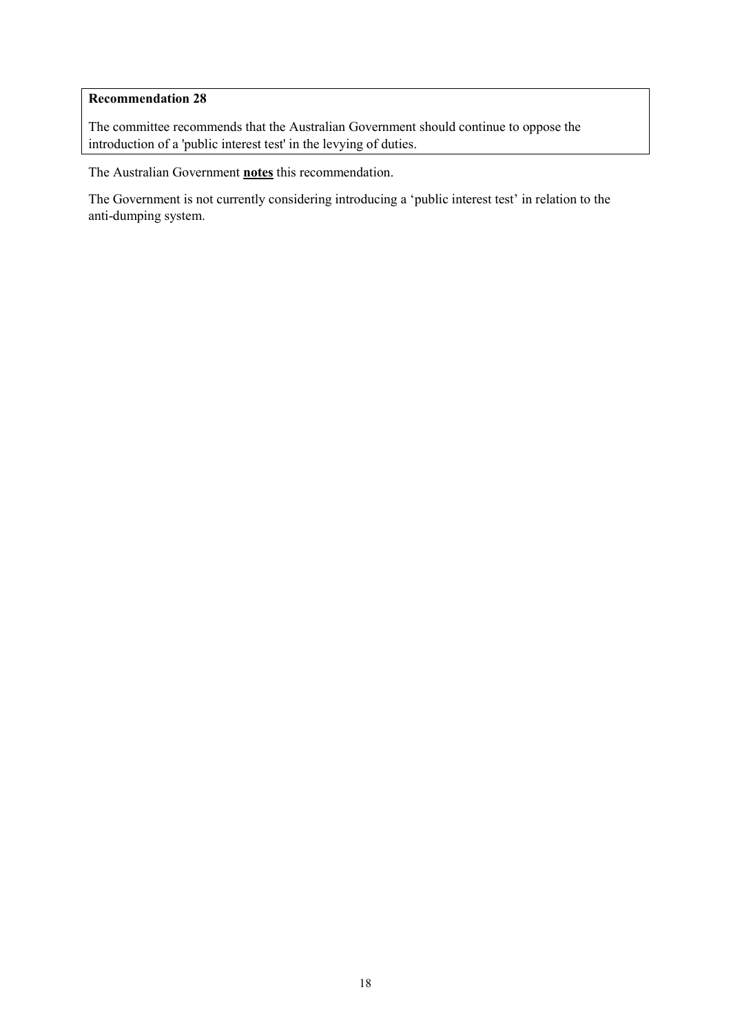**Recommendation 28**

The committee recommends that the Australian Government should continue to oppose the introduction of a 'public interest test' in the levying of duties.

The Australian Government **notes** this recommendation.

The Government is not currently considering introducing a 'public interest test' in relation to the anti-dumping system.